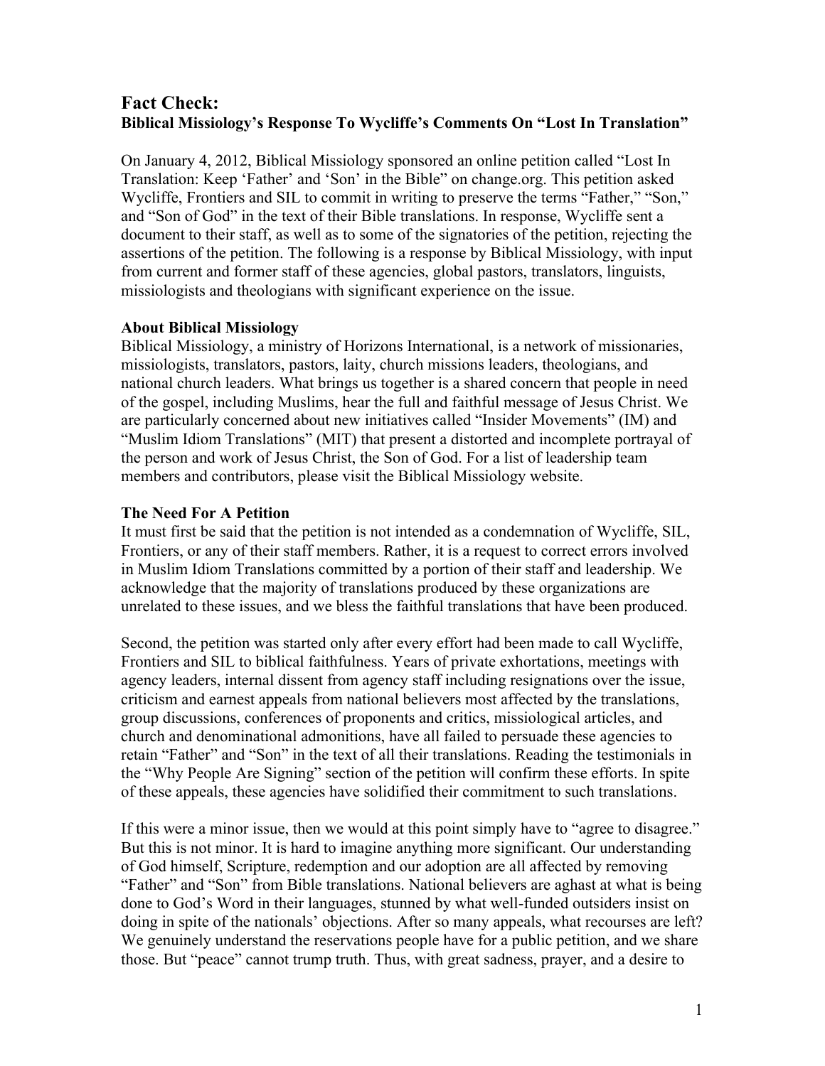# Fact Check:
## Biblical Missiology's Response To Wycliffe's Comments On "Lost In Translation"

On January 4, 2012, Biblical Missiology sponsored an online petition called "Lost In Translation: Keep 'Father' and 'Son' in the Bible" on change.org. This petition asked Wycliffe, Frontiers and SIL to commit in writing to preserve the terms "Father," "Son," and "Son of God" in the text of their Bible translations. In response, Wycliffe sent a document to their staff, as well as to some of the signatories of the petition, rejecting the assertions of the petition. The following is a response by Biblical Missiology, with input from current and former staff of these agencies, global pastors, translators, linguists, missiologists and theologians with significant experience on the issue.

### About Biblical Missiology

Biblical Missiology, a ministry of Horizons International, is a network of missionaries, missiologists, translators, pastors, laity, church missions leaders, theologians, and national church leaders. What brings us together is a shared concern that people in need of the gospel, including Muslims, hear the full and faithful message of Jesus Christ. We are particularly concerned about new initiatives called "Insider Movements" (IM) and "Muslim Idiom Translations" (MIT) that present a distorted and incomplete portrayal of the person and work of Jesus Christ, the Son of God. For a list of leadership team members and contributors, please visit the Biblical Missiology website.

### The Need For A Petition

It must first be said that the petition is not intended as a condemnation of Wycliffe, SIL, Frontiers, or any of their staff members. Rather, it is a request to correct errors involved in Muslim Idiom Translations committed by a portion of their staff and leadership. We acknowledge that the majority of translations produced by these organizations are unrelated to these issues, and we bless the faithful translations that have been produced.

Second, the petition was started only after every effort had been made to call Wycliffe, Frontiers and SIL to biblical faithfulness. Years of private exhortations, meetings with agency leaders, internal dissent from agency staff including resignations over the issue, criticism and earnest appeals from national believers most affected by the translations, group discussions, conferences of proponents and critics, missiological articles, and church and denominational admonitions, have all failed to persuade these agencies to retain "Father" and "Son" in the text of all their translations. Reading the testimonials in the "Why People Are Signing" section of the petition will confirm these efforts. In spite of these appeals, these agencies have solidified their commitment to such translations.

If this were a minor issue, then we would at this point simply have to "agree to disagree." But this is not minor. It is hard to imagine anything more significant. Our understanding of God himself, Scripture, redemption and our adoption are all affected by removing "Father" and "Son" from Bible translations. National believers are aghast at what is being done to God's Word in their languages, stunned by what well-funded outsiders insist on doing in spite of the nationals' objections. After so many appeals, what recourses are left? We genuinely understand the reservations people have for a public petition, and we share those. But "peace" cannot trump truth. Thus, with great sadness, prayer, and a desire to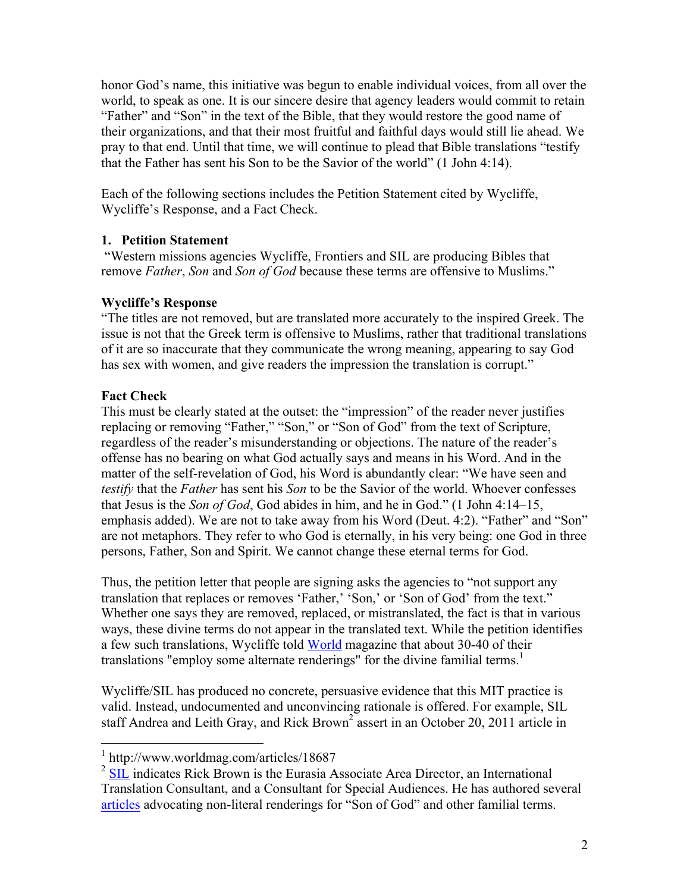honor God's name, this initiative was begun to enable individual voices, from all over the world, to speak as one. It is our sincere desire that agency leaders would commit to retain "Father" and "Son" in the text of the Bible, that they would restore the good name of their organizations, and that their most fruitful and faithful days would still lie ahead. We pray to that end. Until that time, we will continue to plead that Bible translations "testify that the Father has sent his Son to be the Savior of the world" (1 John 4:14).

Each of the following sections includes the Petition Statement cited by Wycliffe, Wycliffe's Response, and a Fact Check.

### 1. Petition Statement

"Western missions agencies Wycliffe, Frontiers and SIL are producing Bibles that remove *Father*, *Son* and *Son of God* because these terms are offensive to Muslims."

### Wycliffe's Response

"The titles are not removed, but are translated more accurately to the inspired Greek. The issue is not that the Greek term is offensive to Muslims, rather that traditional translations of it are so inaccurate that they communicate the wrong meaning, appearing to say God has sex with women, and give readers the impression the translation is corrupt."

### Fact Check

This must be clearly stated at the outset: the "impression" of the reader never justifies replacing or removing "Father," "Son," or "Son of God" from the text of Scripture, regardless of the reader's misunderstanding or objections. The nature of the reader's offense has no bearing on what God actually says and means in his Word. And in the matter of the self-revelation of God, his Word is abundantly clear: "We have seen and *testify* that the *Father* has sent his *Son* to be the Savior of the world. Whoever confesses that Jesus is the *Son of God*, God abides in him, and he in God." (1 John 4:14–15, emphasis added). We are not to take away from his Word (Deut. 4:2). "Father" and "Son" are not metaphors. They refer to who God is eternally, in his very being: one God in three persons, Father, Son and Spirit. We cannot change these eternal terms for God.

Thus, the petition letter that people are signing asks the agencies to "not support any translation that replaces or removes 'Father,' 'Son,' or 'Son of God' from the text." Whether one says they are removed, replaced, or mistranslated, the fact is that in various ways, these divine terms do not appear in the translated text. While the petition identifies a few such translations, Wycliffe told World magazine that about 30-40 of their translations "employ some alternate renderings" for the divine familial terms.[1]

Wycliffe/SIL has produced no concrete, persuasive evidence that this MIT practice is valid. Instead, undocumented and unconvincing rationale is offered. For example, SIL staff Andrea and Leith Gray, and Rick Brown[2] assert in an October 20, 2011 article in

---

[1] http://www.worldmag.com/articles/18687

[2] SIL indicates Rick Brown is the Eurasia Associate Area Director, an International Translation Consultant, and a Consultant for Special Audiences. He has authored several articles advocating non-literal renderings for "Son of God" and other familial terms.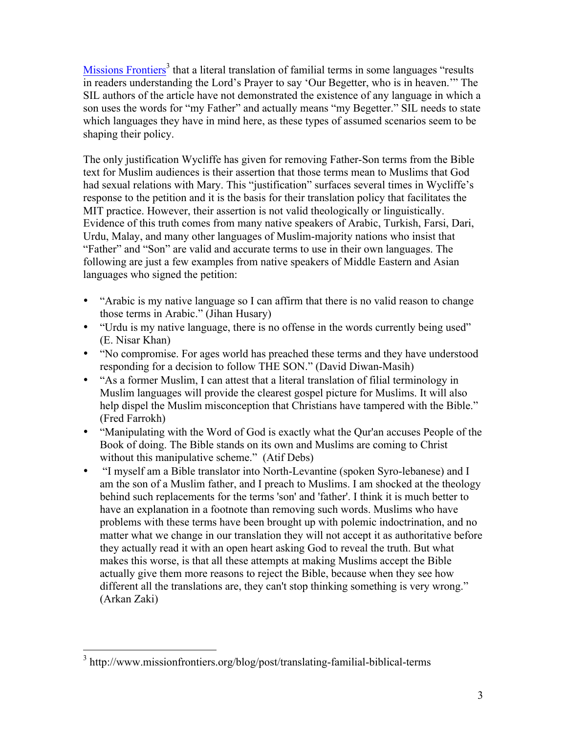[Missions Frontiers][3] that a literal translation of familial terms in some languages "results in readers understanding the Lord's Prayer to say 'Our Begetter, who is in heaven.'" The SIL authors of the article have not demonstrated the existence of any language in which a son uses the words for "my Father" and actually means "my Begetter." SIL needs to state which languages they have in mind here, as these types of assumed scenarios seem to be shaping their policy.

The only justification Wycliffe has given for removing Father-Son terms from the Bible text for Muslim audiences is their assertion that those terms mean to Muslims that God had sexual relations with Mary. This "justification" surfaces several times in Wycliffe's response to the petition and it is the basis for their translation policy that facilitates the MIT practice. However, their assertion is not valid theologically or linguistically. Evidence of this truth comes from many native speakers of Arabic, Turkish, Farsi, Dari, Urdu, Malay, and many other languages of Muslim-majority nations who insist that "Father" and "Son" are valid and accurate terms to use in their own languages. The following are just a few examples from native speakers of Middle Eastern and Asian languages who signed the petition:

- "Arabic is my native language so I can affirm that there is no valid reason to change those terms in Arabic." (Jihan Husary)
- "Urdu is my native language, there is no offense in the words currently being used" (E. Nisar Khan)
- "No compromise. For ages world has preached these terms and they have understood responding for a decision to follow THE SON." (David Diwan-Masih)
- "As a former Muslim, I can attest that a literal translation of filial terminology in Muslim languages will provide the clearest gospel picture for Muslims. It will also help dispel the Muslim misconception that Christians have tampered with the Bible." (Fred Farrokh)
- "Manipulating with the Word of God is exactly what the Qur'an accuses People of the Book of doing. The Bible stands on its own and Muslims are coming to Christ without this manipulative scheme." (Atif Debs)
- "I myself am a Bible translator into North-Levantine (spoken Syro-lebanese) and I am the son of a Muslim father, and I preach to Muslims. I am shocked at the theology behind such replacements for the terms 'son' and 'father'. I think it is much better to have an explanation in a footnote than removing such words. Muslims who have problems with these terms have been brought up with polemic indoctrination, and no matter what we change in our translation they will not accept it as authoritative before they actually read it with an open heart asking God to reveal the truth. But what makes this worse, is that all these attempts at making Muslims accept the Bible actually give them more reasons to reject the Bible, because when they see how different all the translations are, they can't stop thinking something is very wrong." (Arkan Zaki)

---

[3] http://www.missionfrontiers.org/blog/post/translating-familial-biblical-terms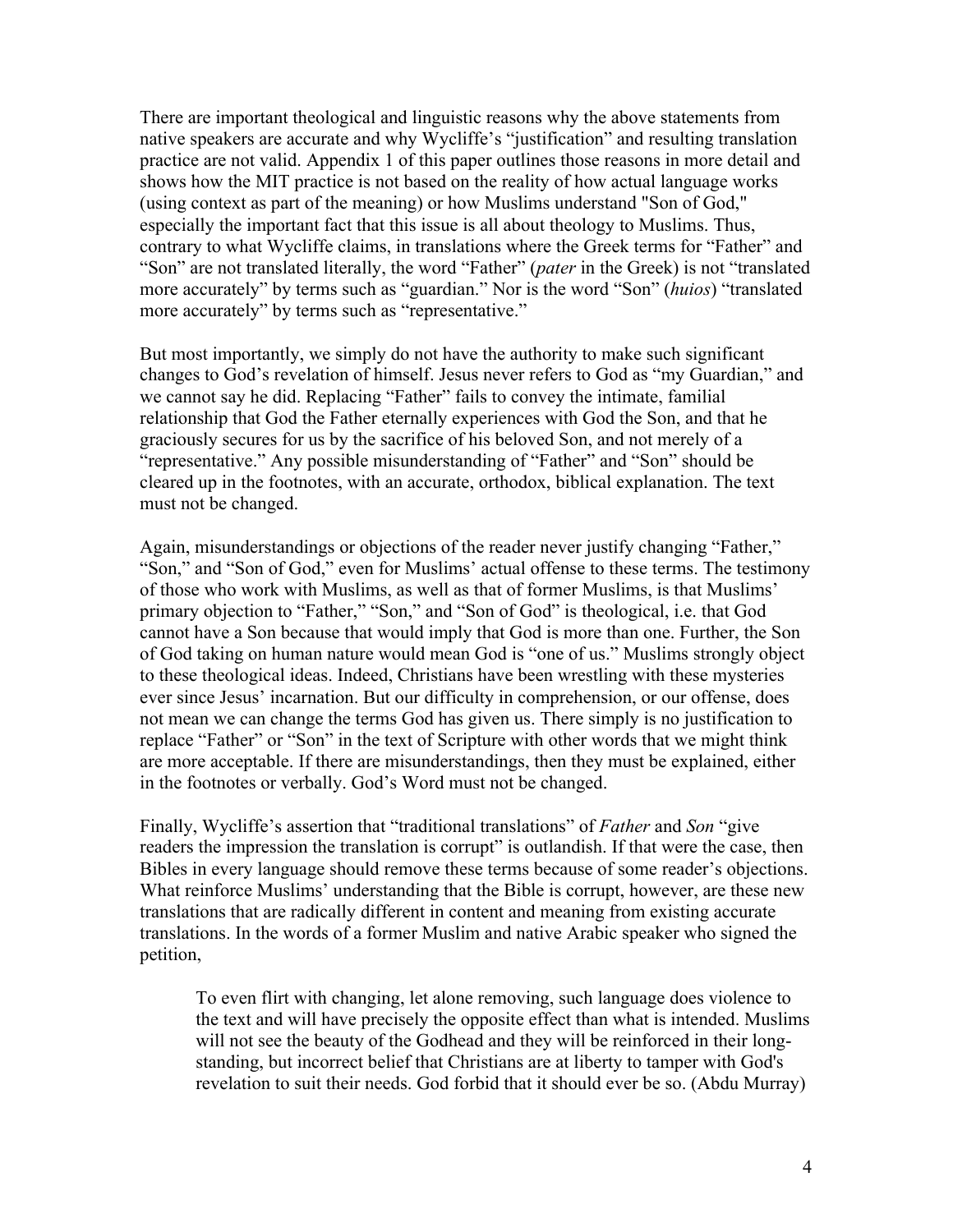There are important theological and linguistic reasons why the above statements from native speakers are accurate and why Wycliffe's "justification" and resulting translation practice are not valid. Appendix 1 of this paper outlines those reasons in more detail and shows how the MIT practice is not based on the reality of how actual language works (using context as part of the meaning) or how Muslims understand "Son of God," especially the important fact that this issue is all about theology to Muslims. Thus, contrary to what Wycliffe claims, in translations where the Greek terms for "Father" and "Son" are not translated literally, the word "Father" (*pater* in the Greek) is not "translated more accurately" by terms such as "guardian." Nor is the word "Son" (*huios*) "translated more accurately" by terms such as "representative."

But most importantly, we simply do not have the authority to make such significant changes to God's revelation of himself. Jesus never refers to God as "my Guardian," and we cannot say he did. Replacing "Father" fails to convey the intimate, familial relationship that God the Father eternally experiences with God the Son, and that he graciously secures for us by the sacrifice of his beloved Son, and not merely of a "representative." Any possible misunderstanding of "Father" and "Son" should be cleared up in the footnotes, with an accurate, orthodox, biblical explanation. The text must not be changed.

Again, misunderstandings or objections of the reader never justify changing "Father," "Son," and "Son of God," even for Muslims' actual offense to these terms. The testimony of those who work with Muslims, as well as that of former Muslims, is that Muslims' primary objection to "Father," "Son," and "Son of God" is theological, i.e. that God cannot have a Son because that would imply that God is more than one. Further, the Son of God taking on human nature would mean God is "one of us." Muslims strongly object to these theological ideas. Indeed, Christians have been wrestling with these mysteries ever since Jesus' incarnation. But our difficulty in comprehension, or our offense, does not mean we can change the terms God has given us. There simply is no justification to replace "Father" or "Son" in the text of Scripture with other words that we might think are more acceptable. If there are misunderstandings, then they must be explained, either in the footnotes or verbally. God's Word must not be changed.

Finally, Wycliffe's assertion that "traditional translations" of *Father* and *Son* "give readers the impression the translation is corrupt" is outlandish. If that were the case, then Bibles in every language should remove these terms because of some reader's objections. What reinforce Muslims' understanding that the Bible is corrupt, however, are these new translations that are radically different in content and meaning from existing accurate translations. In the words of a former Muslim and native Arabic speaker who signed the petition,

> To even flirt with changing, let alone removing, such language does violence to the text and will have precisely the opposite effect than what is intended. Muslims will not see the beauty of the Godhead and they will be reinforced in their long-standing, but incorrect belief that Christians are at liberty to tamper with God's revelation to suit their needs. God forbid that it should ever be so. (Abdu Murray)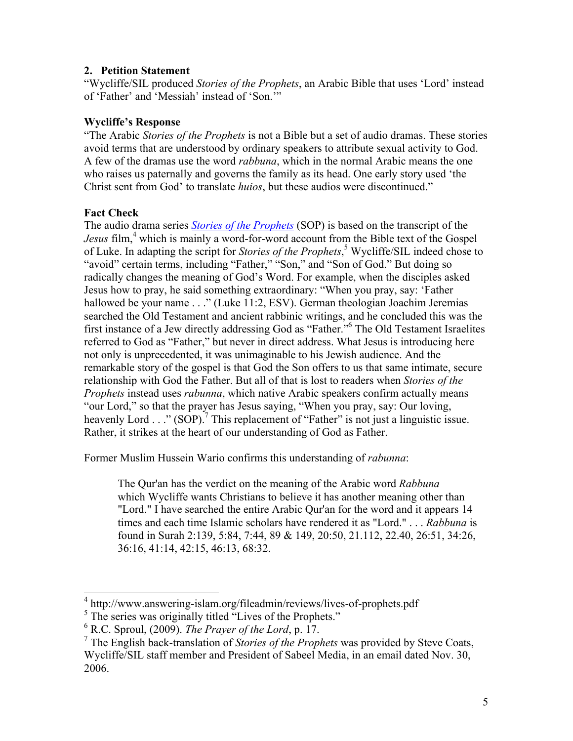### 2. Petition Statement

"Wycliffe/SIL produced *Stories of the Prophets*, an Arabic Bible that uses 'Lord' instead of 'Father' and 'Messiah' instead of 'Son.'"

### Wycliffe's Response

"The Arabic *Stories of the Prophets* is not a Bible but a set of audio dramas. These stories avoid terms that are understood by ordinary speakers to attribute sexual activity to God. A few of the dramas use the word *rabbuna*, which in the normal Arabic means the one who raises us paternally and governs the family as its head. One early story used 'the Christ sent from God' to translate *huios*, but these audios were discontinued."

### Fact Check

The audio drama series *Stories of the Prophets* (SOP) is based on the transcript of the *Jesus* film,[4] which is mainly a word-for-word account from the Bible text of the Gospel of Luke. In adapting the script for *Stories of the Prophets*,[5] Wycliffe/SIL indeed chose to "avoid" certain terms, including "Father," "Son," and "Son of God." But doing so radically changes the meaning of God's Word. For example, when the disciples asked Jesus how to pray, he said something extraordinary: "When you pray, say: 'Father hallowed be your name . . ." (Luke 11:2, ESV). German theologian Joachim Jeremias searched the Old Testament and ancient rabbinic writings, and he concluded this was the first instance of a Jew directly addressing God as "Father."[6] The Old Testament Israelites referred to God as "Father," but never in direct address. What Jesus is introducing here not only is unprecedented, it was unimaginable to his Jewish audience. And the remarkable story of the gospel is that God the Son offers to us that same intimate, secure relationship with God the Father. But all of that is lost to readers when *Stories of the Prophets* instead uses *rabunna*, which native Arabic speakers confirm actually means "our Lord," so that the prayer has Jesus saying, "When you pray, say: Our loving, heavenly Lord . . ." (SOP).[7] This replacement of "Father" is not just a linguistic issue. Rather, it strikes at the heart of our understanding of God as Father.

Former Muslim Hussein Wario confirms this understanding of *rabunna*:

> The Qur'an has the verdict on the meaning of the Arabic word *Rabbuna* which Wycliffe wants Christians to believe it has another meaning other than "Lord." I have searched the entire Arabic Qur'an for the word and it appears 14 times and each time Islamic scholars have rendered it as "Lord." . . . *Rabbuna* is found in Surah 2:139, 5:84, 7:44, 89 & 149, 20:50, 21.112, 22.40, 26:51, 34:26, 36:16, 41:14, 42:15, 46:13, 68:32.

---

[4] http://www.answering-islam.org/fileadmin/reviews/lives-of-prophets.pdf

[5] The series was originally titled "Lives of the Prophets."

[6] R.C. Sproul, (2009). *The Prayer of the Lord*, p. 17.

[7] The English back-translation of *Stories of the Prophets* was provided by Steve Coats, Wycliffe/SIL staff member and President of Sabeel Media, in an email dated Nov. 30, 2006.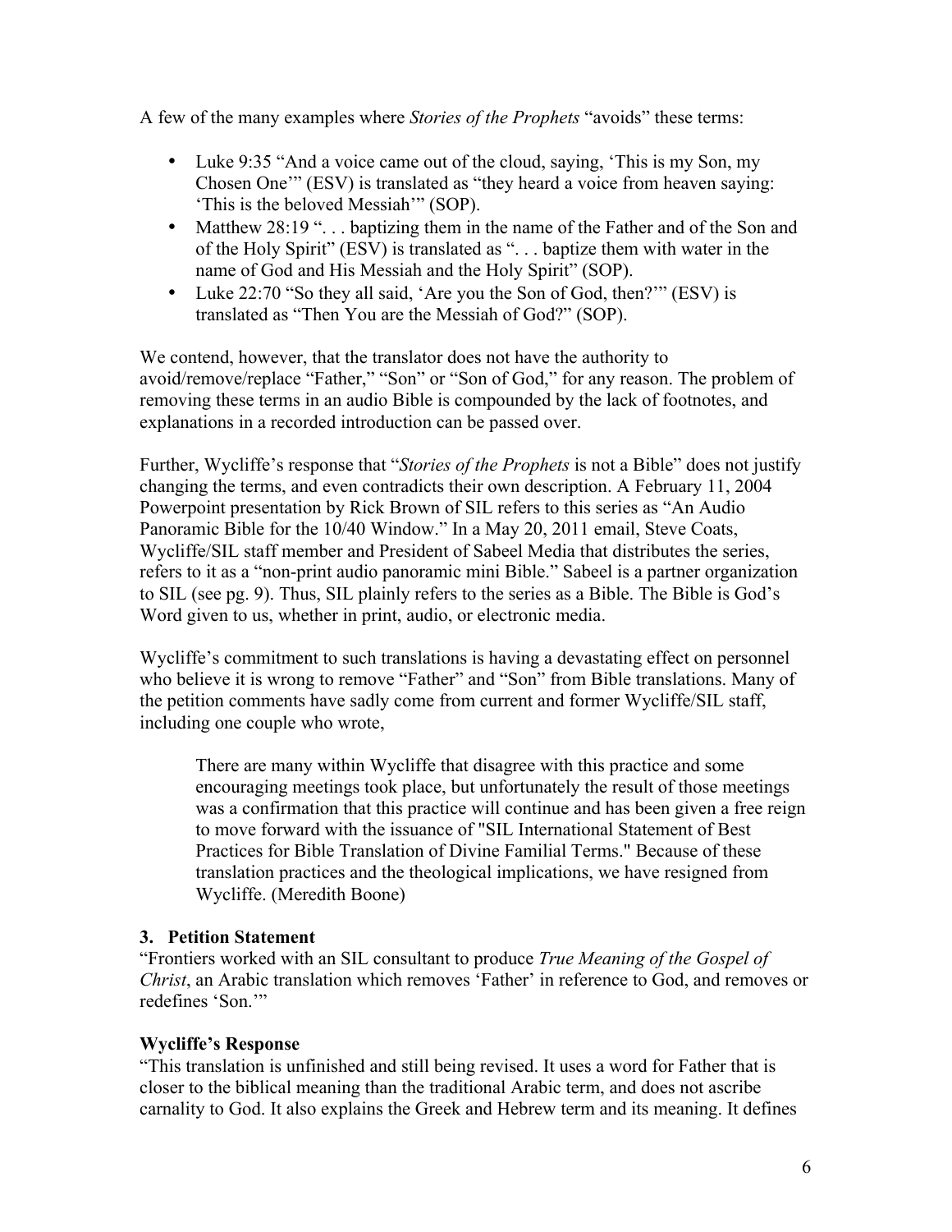A few of the many examples where *Stories of the Prophets* "avoids" these terms:

- Luke 9:35 "And a voice came out of the cloud, saying, 'This is my Son, my Chosen One'" (ESV) is translated as "they heard a voice from heaven saying: 'This is the beloved Messiah'" (SOP).
- Matthew 28:19 ". . . baptizing them in the name of the Father and of the Son and of the Holy Spirit" (ESV) is translated as ". . . baptize them with water in the name of God and His Messiah and the Holy Spirit" (SOP).
- Luke 22:70 "So they all said, 'Are you the Son of God, then?'" (ESV) is translated as "Then You are the Messiah of God?" (SOP).

We contend, however, that the translator does not have the authority to avoid/remove/replace "Father," "Son" or "Son of God," for any reason. The problem of removing these terms in an audio Bible is compounded by the lack of footnotes, and explanations in a recorded introduction can be passed over.

Further, Wycliffe's response that "*Stories of the Prophets* is not a Bible" does not justify changing the terms, and even contradicts their own description. A February 11, 2004 Powerpoint presentation by Rick Brown of SIL refers to this series as "An Audio Panoramic Bible for the 10/40 Window." In a May 20, 2011 email, Steve Coats, Wycliffe/SIL staff member and President of Sabeel Media that distributes the series, refers to it as a "non-print audio panoramic mini Bible." Sabeel is a partner organization to SIL (see pg. 9). Thus, SIL plainly refers to the series as a Bible. The Bible is God's Word given to us, whether in print, audio, or electronic media.

Wycliffe's commitment to such translations is having a devastating effect on personnel who believe it is wrong to remove "Father" and "Son" from Bible translations. Many of the petition comments have sadly come from current and former Wycliffe/SIL staff, including one couple who wrote,

> There are many within Wycliffe that disagree with this practice and some encouraging meetings took place, but unfortunately the result of those meetings was a confirmation that this practice will continue and has been given a free reign to move forward with the issuance of "SIL International Statement of Best Practices for Bible Translation of Divine Familial Terms." Because of these translation practices and the theological implications, we have resigned from Wycliffe. (Meredith Boone)

### 3. Petition Statement

"Frontiers worked with an SIL consultant to produce *True Meaning of the Gospel of Christ*, an Arabic translation which removes 'Father' in reference to God, and removes or redefines 'Son.'"

### Wycliffe's Response

"This translation is unfinished and still being revised. It uses a word for Father that is closer to the biblical meaning than the traditional Arabic term, and does not ascribe carnality to God. It also explains the Greek and Hebrew term and its meaning. It defines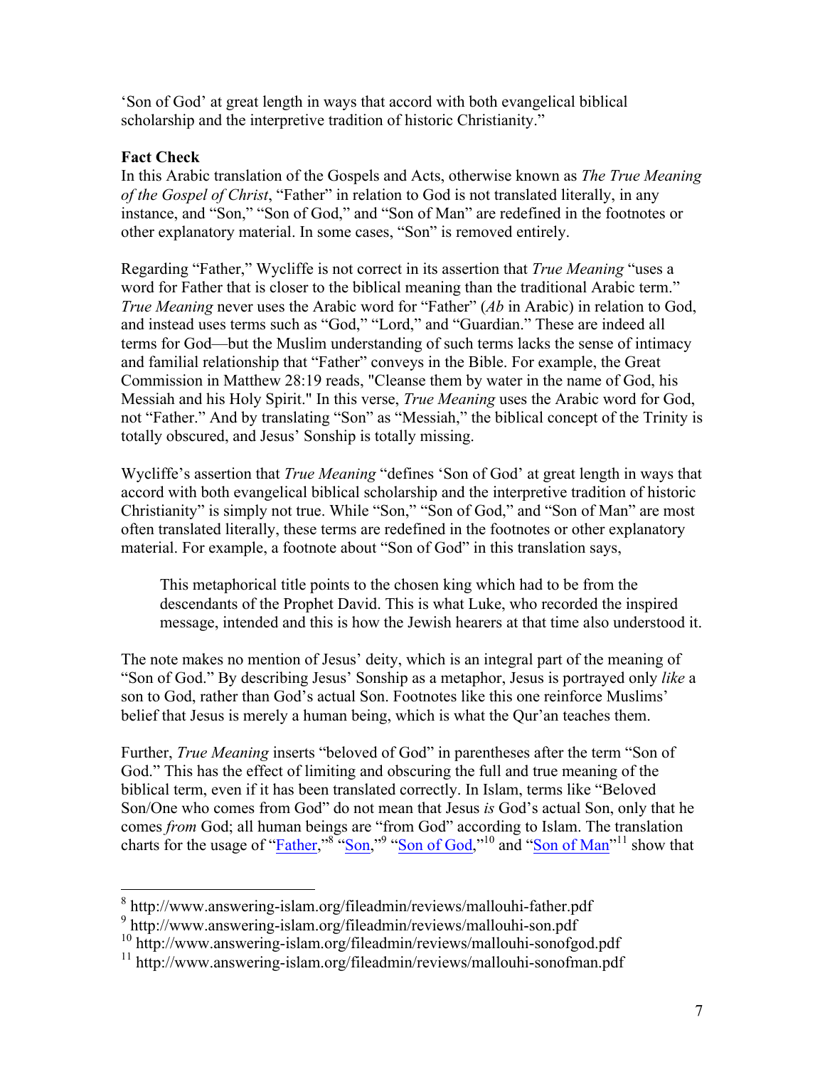'Son of God' at great length in ways that accord with both evangelical biblical scholarship and the interpretive tradition of historic Christianity."

**Fact Check**

In this Arabic translation of the Gospels and Acts, otherwise known as *The True Meaning of the Gospel of Christ*, "Father" in relation to God is not translated literally, in any instance, and "Son," "Son of God," and "Son of Man" are redefined in the footnotes or other explanatory material. In some cases, "Son" is removed entirely.

Regarding "Father," Wycliffe is not correct in its assertion that *True Meaning* "uses a word for Father that is closer to the biblical meaning than the traditional Arabic term." *True Meaning* never uses the Arabic word for "Father" (*Ab* in Arabic) in relation to God, and instead uses terms such as "God," "Lord," and "Guardian." These are indeed all terms for God—but the Muslim understanding of such terms lacks the sense of intimacy and familial relationship that "Father" conveys in the Bible. For example, the Great Commission in Matthew 28:19 reads, "Cleanse them by water in the name of God, his Messiah and his Holy Spirit." In this verse, *True Meaning* uses the Arabic word for God, not "Father." And by translating "Son" as "Messiah," the biblical concept of the Trinity is totally obscured, and Jesus' Sonship is totally missing.

Wycliffe's assertion that *True Meaning* "defines 'Son of God' at great length in ways that accord with both evangelical biblical scholarship and the interpretive tradition of historic Christianity" is simply not true. While "Son," "Son of God," and "Son of Man" are most often translated literally, these terms are redefined in the footnotes or other explanatory material. For example, a footnote about "Son of God" in this translation says,

> This metaphorical title points to the chosen king which had to be from the descendants of the Prophet David. This is what Luke, who recorded the inspired message, intended and this is how the Jewish hearers at that time also understood it.

The note makes no mention of Jesus' deity, which is an integral part of the meaning of "Son of God." By describing Jesus' Sonship as a metaphor, Jesus is portrayed only *like* a son to God, rather than God's actual Son. Footnotes like this one reinforce Muslims' belief that Jesus is merely a human being, which is what the Qur'an teaches them.

Further, *True Meaning* inserts "beloved of God" in parentheses after the term "Son of God." This has the effect of limiting and obscuring the full and true meaning of the biblical term, even if it has been translated correctly. In Islam, terms like "Beloved Son/One who comes from God" do not mean that Jesus *is* God's actual Son, only that he comes *from* God; all human beings are "from God" according to Islam. The translation charts for the usage of "Father,"[8] "Son,"[9] "Son of God,"[10] and "Son of Man"[11] show that

---

[8] http://www.answering-islam.org/fileadmin/reviews/mallouhi-father.pdf

[9] http://www.answering-islam.org/fileadmin/reviews/mallouhi-son.pdf

[10] http://www.answering-islam.org/fileadmin/reviews/mallouhi-sonofgod.pdf

[11] http://www.answering-islam.org/fileadmin/reviews/mallouhi-sonofman.pdf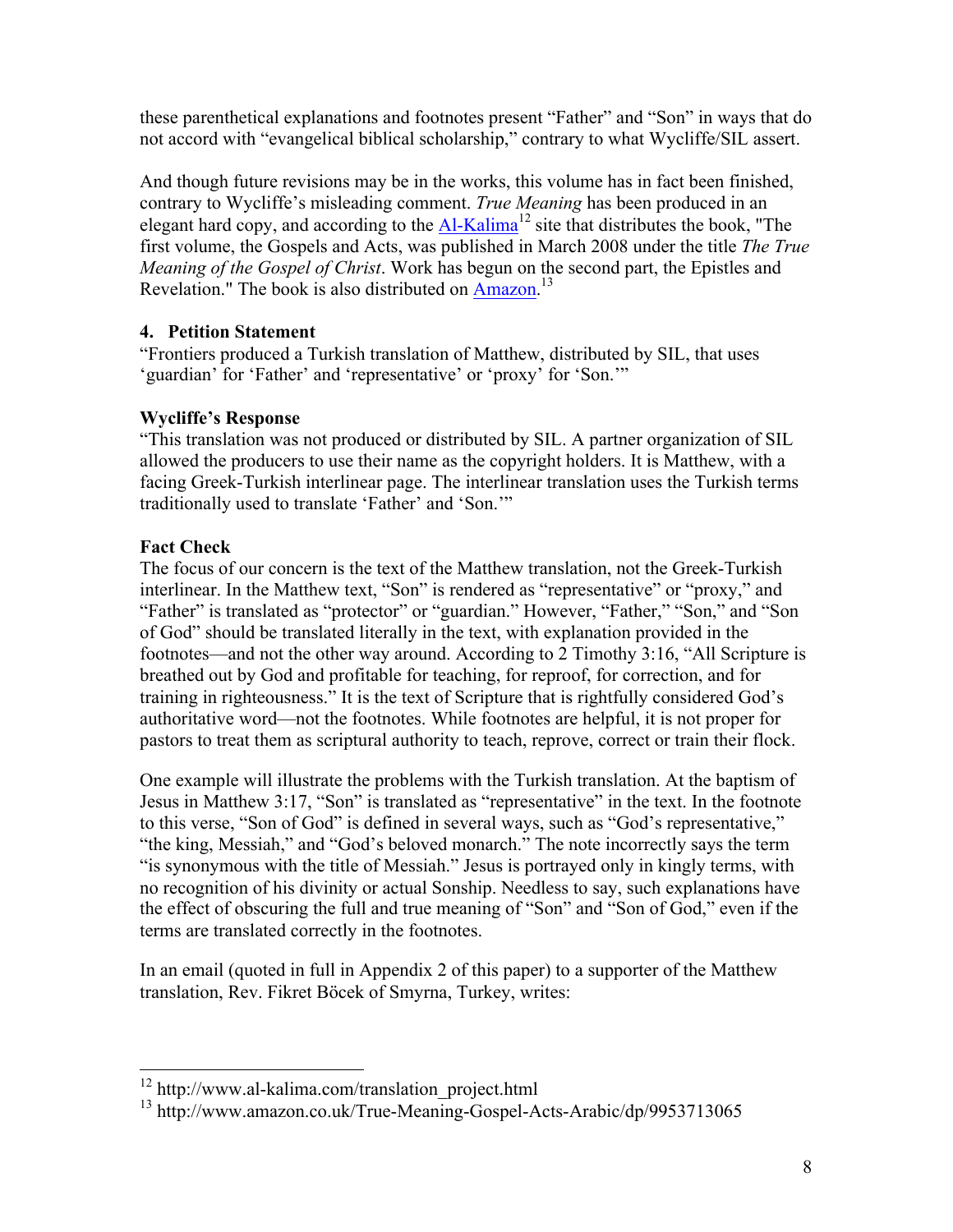these parenthetical explanations and footnotes present "Father" and "Son" in ways that do not accord with "evangelical biblical scholarship," contrary to what Wycliffe/SIL assert.

And though future revisions may be in the works, this volume has in fact been finished, contrary to Wycliffe's misleading comment. *True Meaning* has been produced in an elegant hard copy, and according to the Al-Kalima[12] site that distributes the book, "The first volume, the Gospels and Acts, was published in March 2008 under the title *The True Meaning of the Gospel of Christ*. Work has begun on the second part, the Epistles and Revelation." The book is also distributed on Amazon.[13]

### 4. Petition Statement

"Frontiers produced a Turkish translation of Matthew, distributed by SIL, that uses 'guardian' for 'Father' and 'representative' or 'proxy' for 'Son.'"

### Wycliffe's Response

"This translation was not produced or distributed by SIL. A partner organization of SIL allowed the producers to use their name as the copyright holders. It is Matthew, with a facing Greek-Turkish interlinear page. The interlinear translation uses the Turkish terms traditionally used to translate 'Father' and 'Son.'"

### Fact Check

The focus of our concern is the text of the Matthew translation, not the Greek-Turkish interlinear. In the Matthew text, "Son" is rendered as "representative" or "proxy," and "Father" is translated as "protector" or "guardian." However, "Father," "Son," and "Son of God" should be translated literally in the text, with explanation provided in the footnotes—and not the other way around. According to 2 Timothy 3:16, "All Scripture is breathed out by God and profitable for teaching, for reproof, for correction, and for training in righteousness." It is the text of Scripture that is rightfully considered God's authoritative word—not the footnotes. While footnotes are helpful, it is not proper for pastors to treat them as scriptural authority to teach, reprove, correct or train their flock.

One example will illustrate the problems with the Turkish translation. At the baptism of Jesus in Matthew 3:17, "Son" is translated as "representative" in the text. In the footnote to this verse, "Son of God" is defined in several ways, such as "God's representative," "the king, Messiah," and "God's beloved monarch." The note incorrectly says the term "is synonymous with the title of Messiah." Jesus is portrayed only in kingly terms, with no recognition of his divinity or actual Sonship. Needless to say, such explanations have the effect of obscuring the full and true meaning of "Son" and "Son of God," even if the terms are translated correctly in the footnotes.

In an email (quoted in full in Appendix 2 of this paper) to a supporter of the Matthew translation, Rev. Fikret Böcek of Smyrna, Turkey, writes:

---

[12] http://www.al-kalima.com/translation_project.html

[13] http://www.amazon.co.uk/True-Meaning-Gospel-Acts-Arabic/dp/9953713065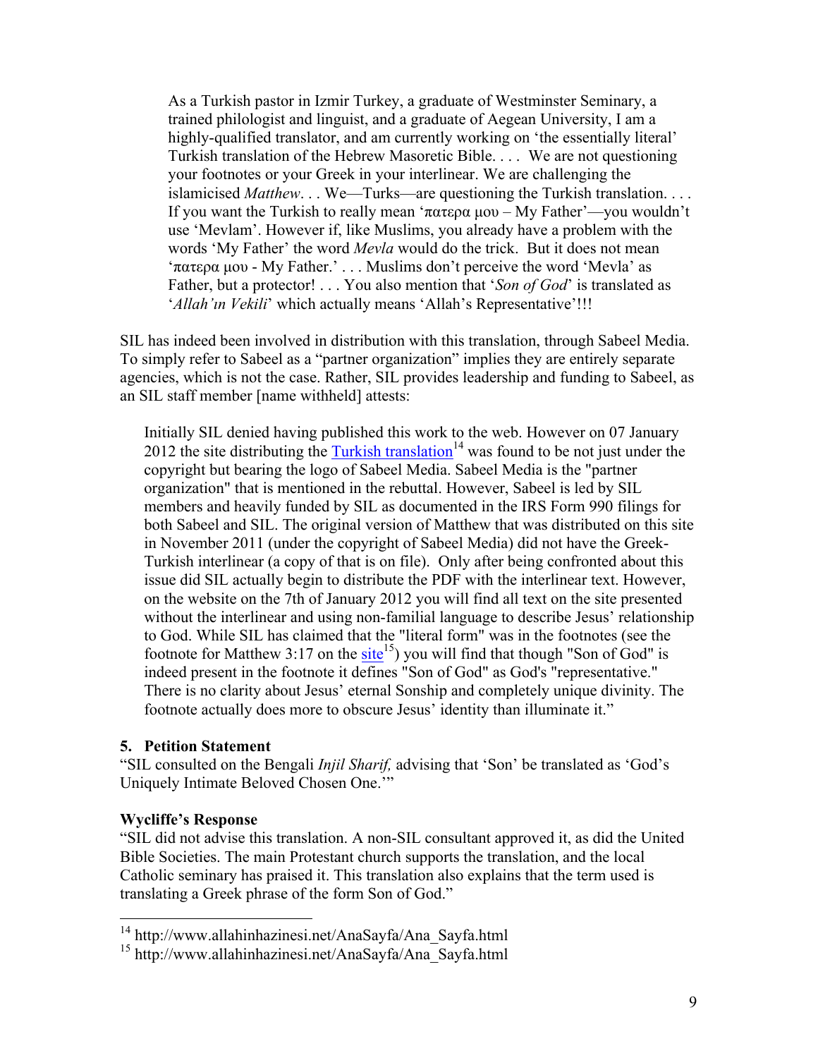> As a Turkish pastor in Izmir Turkey, a graduate of Westminster Seminary, a trained philologist and linguist, and a graduate of Aegean University, I am a highly-qualified translator, and am currently working on 'the essentially literal' Turkish translation of the Hebrew Masoretic Bible. . . . We are not questioning your footnotes or your Greek in your interlinear. We are challenging the islamicised *Matthew*. . . We—Turks—are questioning the Turkish translation. . . . If you want the Turkish to really mean 'πατερα μου – My Father'—you wouldn't use 'Mevlam'. However if, like Muslims, you already have a problem with the words 'My Father' the word *Mevla* would do the trick. But it does not mean 'πατερα μου - My Father.' . . . Muslims don't perceive the word 'Mevla' as Father, but a protector! . . . You also mention that '*Son of God*' is translated as '*Allah'ın Vekili*' which actually means 'Allah's Representative'!!!

SIL has indeed been involved in distribution with this translation, through Sabeel Media. To simply refer to Sabeel as a "partner organization" implies they are entirely separate agencies, which is not the case. Rather, SIL provides leadership and funding to Sabeel, as an SIL staff member [name withheld] attests:

> Initially SIL denied having published this work to the web. However on 07 January 2012 the site distributing the Turkish translation[14] was found to be not just under the copyright but bearing the logo of Sabeel Media. Sabeel Media is the "partner organization" that is mentioned in the rebuttal. However, Sabeel is led by SIL members and heavily funded by SIL as documented in the IRS Form 990 filings for both Sabeel and SIL. The original version of Matthew that was distributed on this site in November 2011 (under the copyright of Sabeel Media) did not have the Greek-Turkish interlinear (a copy of that is on file). Only after being confronted about this issue did SIL actually begin to distribute the PDF with the interlinear text. However, on the website on the 7th of January 2012 you will find all text on the site presented without the interlinear and using non-familial language to describe Jesus' relationship to God. While SIL has claimed that the "literal form" was in the footnotes (see the footnote for Matthew 3:17 on the site[15]) you will find that though "Son of God" is indeed present in the footnote it defines "Son of God" as God's "representative." There is no clarity about Jesus' eternal Sonship and completely unique divinity. The footnote actually does more to obscure Jesus' identity than illuminate it."

### 5. Petition Statement

"SIL consulted on the Bengali *Injil Sharif,* advising that 'Son' be translated as 'God's Uniquely Intimate Beloved Chosen One.'"

### Wycliffe's Response

"SIL did not advise this translation. A non-SIL consultant approved it, as did the United Bible Societies. The main Protestant church supports the translation, and the local Catholic seminary has praised it. This translation also explains that the term used is translating a Greek phrase of the form Son of God."

---

[14] http://www.allahinhazinesi.net/AnaSayfa/Ana_Sayfa.html

[15] http://www.allahinhazinesi.net/AnaSayfa/Ana_Sayfa.html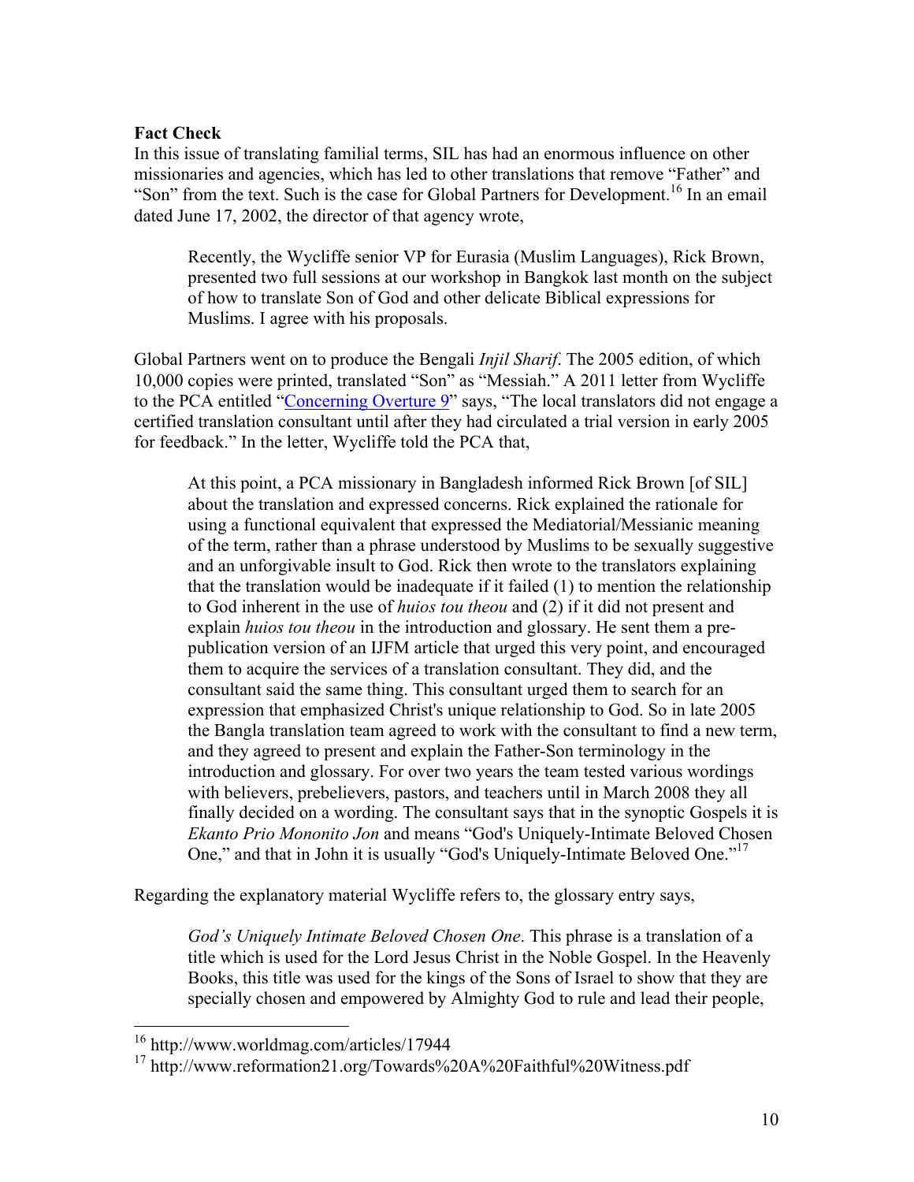**Fact Check**

In this issue of translating familial terms, SIL has had an enormous influence on other missionaries and agencies, which has led to other translations that remove "Father" and "Son" from the text. Such is the case for Global Partners for Development.[16] In an email dated June 17, 2002, the director of that agency wrote,

> Recently, the Wycliffe senior VP for Eurasia (Muslim Languages), Rick Brown, presented two full sessions at our workshop in Bangkok last month on the subject of how to translate Son of God and other delicate Biblical expressions for Muslims. I agree with his proposals.

Global Partners went on to produce the Bengali *Injil Sharif*. The 2005 edition, of which 10,000 copies were printed, translated "Son" as "Messiah." A 2011 letter from Wycliffe to the PCA entitled "Concerning Overture 9" says, "The local translators did not engage a certified translation consultant until after they had circulated a trial version in early 2005 for feedback." In the letter, Wycliffe told the PCA that,

> At this point, a PCA missionary in Bangladesh informed Rick Brown [of SIL] about the translation and expressed concerns. Rick explained the rationale for using a functional equivalent that expressed the Mediatorial/Messianic meaning of the term, rather than a phrase understood by Muslims to be sexually suggestive and an unforgivable insult to God. Rick then wrote to the translators explaining that the translation would be inadequate if it failed (1) to mention the relationship to God inherent in the use of *huios tou theou* and (2) if it did not present and explain *huios tou theou* in the introduction and glossary. He sent them a pre-publication version of an IJFM article that urged this very point, and encouraged them to acquire the services of a translation consultant. They did, and the consultant said the same thing. This consultant urged them to search for an expression that emphasized Christ's unique relationship to God. So in late 2005 the Bangla translation team agreed to work with the consultant to find a new term, and they agreed to present and explain the Father-Son terminology in the introduction and glossary. For over two years the team tested various wordings with believers, prebelievers, pastors, and teachers until in March 2008 they all finally decided on a wording. The consultant says that in the synoptic Gospels it is *Ekanto Prio Mononito Jon* and means "God's Uniquely-Intimate Beloved Chosen One," and that in John it is usually "God's Uniquely-Intimate Beloved One."[17]

Regarding the explanatory material Wycliffe refers to, the glossary entry says,

> *God's Uniquely Intimate Beloved Chosen One*. This phrase is a translation of a title which is used for the Lord Jesus Christ in the Noble Gospel. In the Heavenly Books, this title was used for the kings of the Sons of Israel to show that they are specially chosen and empowered by Almighty God to rule and lead their people,

---

[16] http://www.worldmag.com/articles/17944

[17] http://www.reformation21.org/Towards%20A%20Faithful%20Witness.pdf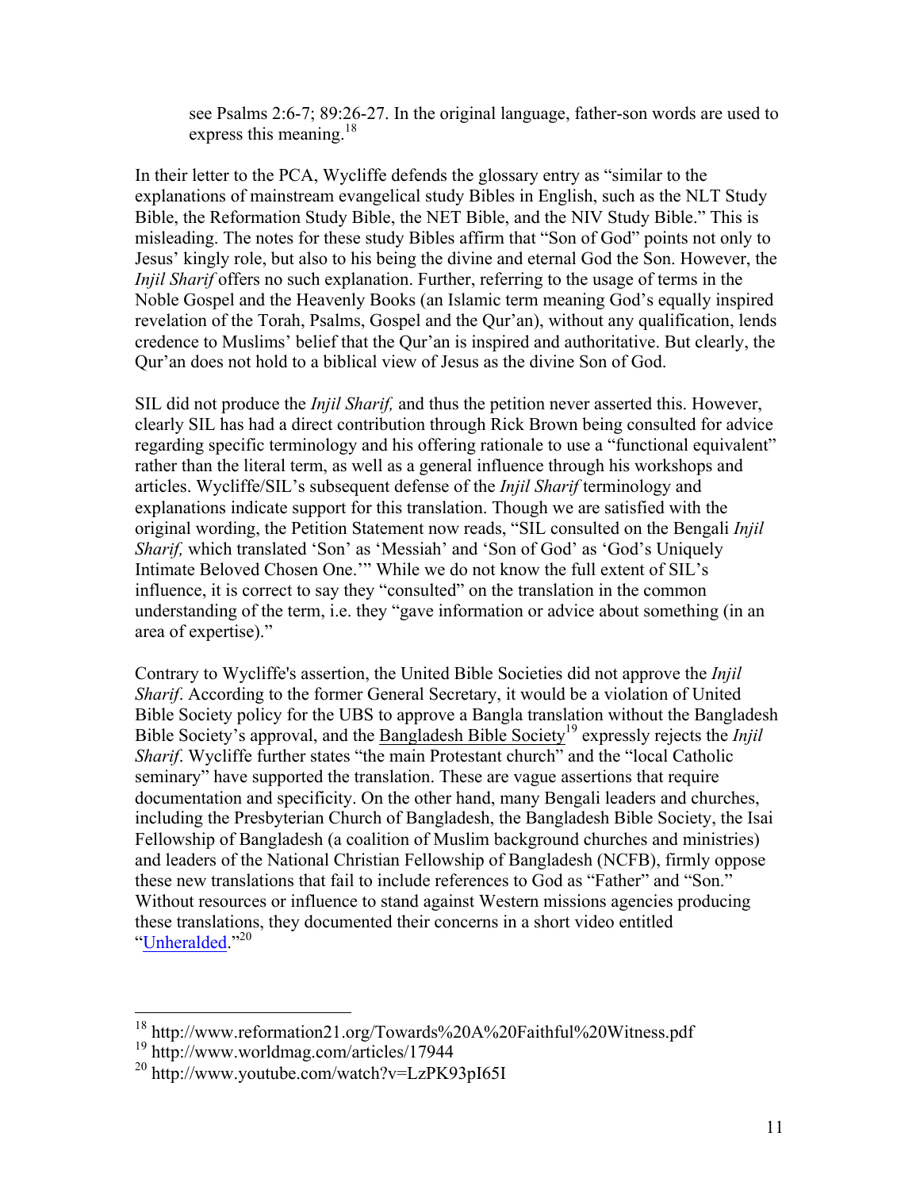> see Psalms 2:6-7; 89:26-27. In the original language, father-son words are used to express this meaning.[18]

In their letter to the PCA, Wycliffe defends the glossary entry as "similar to the explanations of mainstream evangelical study Bibles in English, such as the NLT Study Bible, the Reformation Study Bible, the NET Bible, and the NIV Study Bible." This is misleading. The notes for these study Bibles affirm that "Son of God" points not only to Jesus' kingly role, but also to his being the divine and eternal God the Son. However, the *Injil Sharif* offers no such explanation. Further, referring to the usage of terms in the Noble Gospel and the Heavenly Books (an Islamic term meaning God's equally inspired revelation of the Torah, Psalms, Gospel and the Qur'an), without any qualification, lends credence to Muslims' belief that the Qur'an is inspired and authoritative. But clearly, the Qur'an does not hold to a biblical view of Jesus as the divine Son of God.

SIL did not produce the *Injil Sharif,* and thus the petition never asserted this. However, clearly SIL has had a direct contribution through Rick Brown being consulted for advice regarding specific terminology and his offering rationale to use a "functional equivalent" rather than the literal term, as well as a general influence through his workshops and articles. Wycliffe/SIL's subsequent defense of the *Injil Sharif* terminology and explanations indicate support for this translation. Though we are satisfied with the original wording, the Petition Statement now reads, "SIL consulted on the Bengali *Injil Sharif,* which translated 'Son' as 'Messiah' and 'Son of God' as 'God's Uniquely Intimate Beloved Chosen One.'" While we do not know the full extent of SIL's influence, it is correct to say they "consulted" on the translation in the common understanding of the term, i.e. they "gave information or advice about something (in an area of expertise)."

Contrary to Wycliffe's assertion, the United Bible Societies did not approve the *Injil Sharif*. According to the former General Secretary, it would be a violation of United Bible Society policy for the UBS to approve a Bangla translation without the Bangladesh Bible Society's approval, and the Bangladesh Bible Society[19] expressly rejects the *Injil Sharif*. Wycliffe further states "the main Protestant church" and the "local Catholic seminary" have supported the translation. These are vague assertions that require documentation and specificity. On the other hand, many Bengali leaders and churches, including the Presbyterian Church of Bangladesh, the Bangladesh Bible Society, the Isai Fellowship of Bangladesh (a coalition of Muslim background churches and ministries) and leaders of the National Christian Fellowship of Bangladesh (NCFB), firmly oppose these new translations that fail to include references to God as "Father" and "Son." Without resources or influence to stand against Western missions agencies producing these translations, they documented their concerns in a short video entitled "Unheralded."[20]

---

[18] http://www.reformation21.org/Towards%20A%20Faithful%20Witness.pdf

[19] http://www.worldmag.com/articles/17944

[20] http://www.youtube.com/watch?v=LzPK93pI65I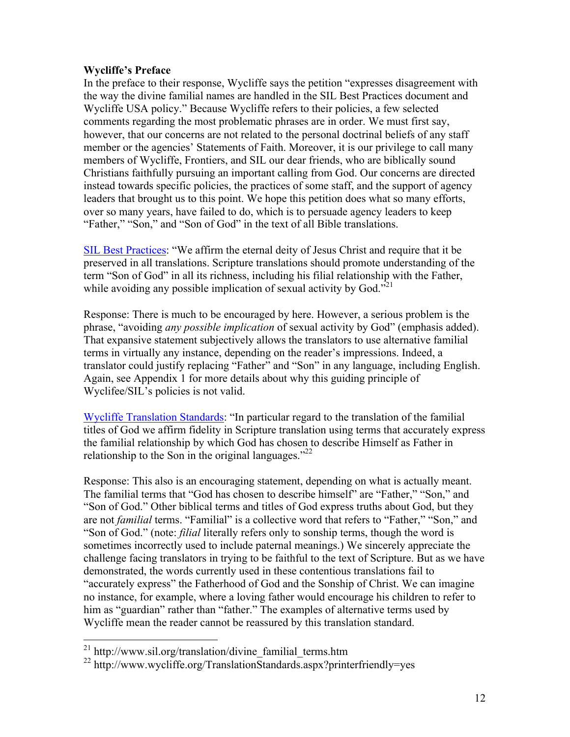**Wycliffe's Preface**

In the preface to their response, Wycliffe says the petition "expresses disagreement with the way the divine familial names are handled in the SIL Best Practices document and Wycliffe USA policy." Because Wycliffe refers to their policies, a few selected comments regarding the most problematic phrases are in order. We must first say, however, that our concerns are not related to the personal doctrinal beliefs of any staff member or the agencies' Statements of Faith. Moreover, it is our privilege to call many members of Wycliffe, Frontiers, and SIL our dear friends, who are biblically sound Christians faithfully pursuing an important calling from God. Our concerns are directed instead towards specific policies, the practices of some staff, and the support of agency leaders that brought us to this point. We hope this petition does what so many efforts, over so many years, have failed to do, which is to persuade agency leaders to keep "Father," "Son," and "Son of God" in the text of all Bible translations.

SIL Best Practices: "We affirm the eternal deity of Jesus Christ and require that it be preserved in all translations. Scripture translations should promote understanding of the term "Son of God" in all its richness, including his filial relationship with the Father, while avoiding any possible implication of sexual activity by God."[21]

Response: There is much to be encouraged by here. However, a serious problem is the phrase, "avoiding *any possible implication* of sexual activity by God" (emphasis added). That expansive statement subjectively allows the translators to use alternative familial terms in virtually any instance, depending on the reader's impressions. Indeed, a translator could justify replacing "Father" and "Son" in any language, including English. Again, see Appendix 1 for more details about why this guiding principle of Wyclifee/SIL's policies is not valid.

Wycliffe Translation Standards: "In particular regard to the translation of the familial titles of God we affirm fidelity in Scripture translation using terms that accurately express the familial relationship by which God has chosen to describe Himself as Father in relationship to the Son in the original languages."[22]

Response: This also is an encouraging statement, depending on what is actually meant. The familial terms that "God has chosen to describe himself" are "Father," "Son," and "Son of God." Other biblical terms and titles of God express truths about God, but they are not *familial* terms. "Familial" is a collective word that refers to "Father," "Son," and "Son of God." (note: *filial* literally refers only to sonship terms, though the word is sometimes incorrectly used to include paternal meanings.) We sincerely appreciate the challenge facing translators in trying to be faithful to the text of Scripture. But as we have demonstrated, the words currently used in these contentious translations fail to "accurately express" the Fatherhood of God and the Sonship of Christ. We can imagine no instance, for example, where a loving father would encourage his children to refer to him as "guardian" rather than "father." The examples of alternative terms used by Wycliffe mean the reader cannot be reassured by this translation standard.

---

[21] http://www.sil.org/translation/divine_familial_terms.htm

[22] http://www.wycliffe.org/TranslationStandards.aspx?printerfriendly=yes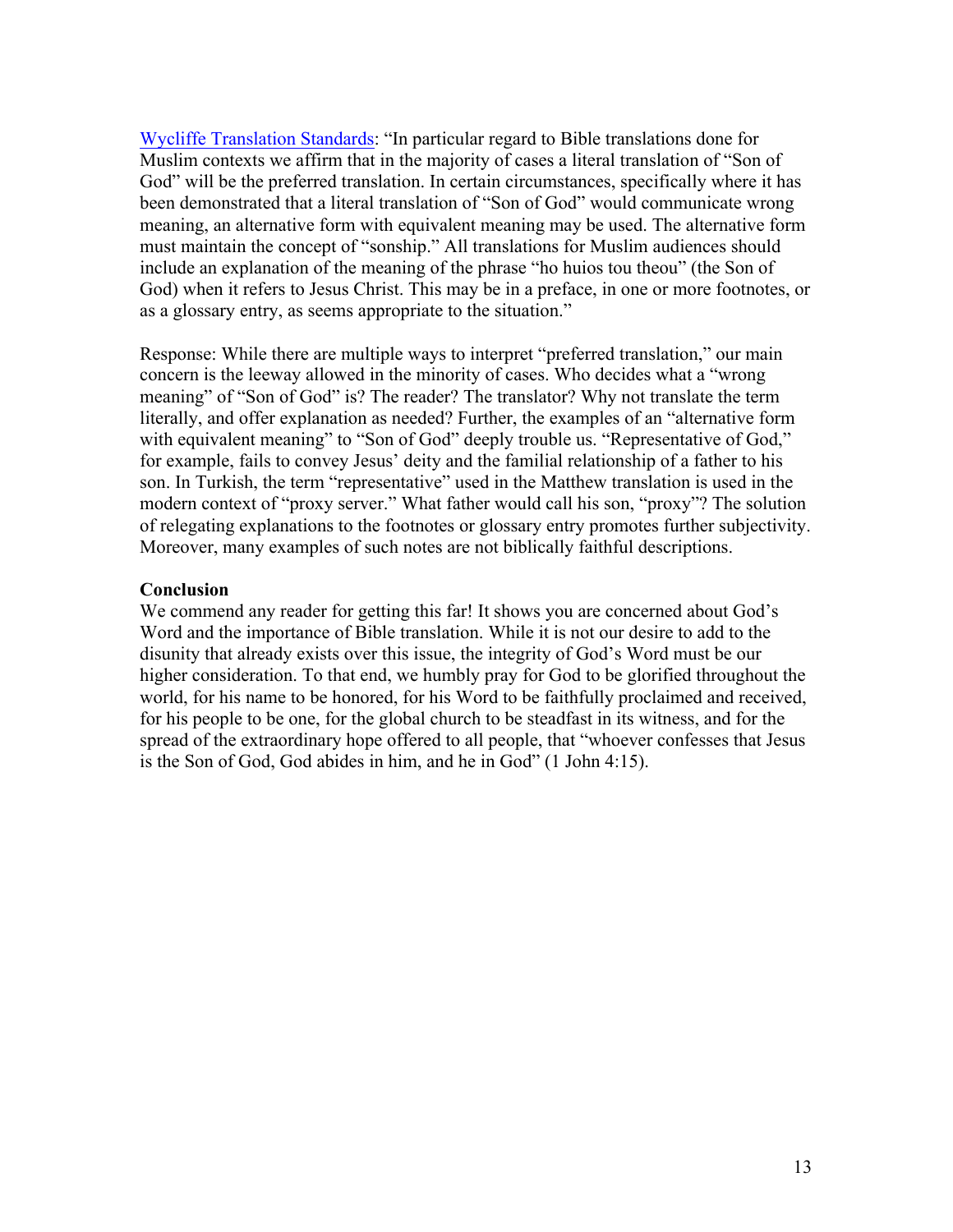Wycliffe Translation Standards: "In particular regard to Bible translations done for Muslim contexts we affirm that in the majority of cases a literal translation of "Son of God" will be the preferred translation. In certain circumstances, specifically where it has been demonstrated that a literal translation of "Son of God" would communicate wrong meaning, an alternative form with equivalent meaning may be used. The alternative form must maintain the concept of "sonship." All translations for Muslim audiences should include an explanation of the meaning of the phrase "ho huios tou theou" (the Son of God) when it refers to Jesus Christ. This may be in a preface, in one or more footnotes, or as a glossary entry, as seems appropriate to the situation."

Response: While there are multiple ways to interpret "preferred translation," our main concern is the leeway allowed in the minority of cases. Who decides what a "wrong meaning" of "Son of God" is? The reader? The translator? Why not translate the term literally, and offer explanation as needed? Further, the examples of an "alternative form with equivalent meaning" to "Son of God" deeply trouble us. "Representative of God," for example, fails to convey Jesus' deity and the familial relationship of a father to his son. In Turkish, the term "representative" used in the Matthew translation is used in the modern context of "proxy server." What father would call his son, "proxy"? The solution of relegating explanations to the footnotes or glossary entry promotes further subjectivity. Moreover, many examples of such notes are not biblically faithful descriptions.

**Conclusion**

We commend any reader for getting this far! It shows you are concerned about God's Word and the importance of Bible translation. While it is not our desire to add to the disunity that already exists over this issue, the integrity of God's Word must be our higher consideration. To that end, we humbly pray for God to be glorified throughout the world, for his name to be honored, for his Word to be faithfully proclaimed and received, for his people to be one, for the global church to be steadfast in its witness, and for the spread of the extraordinary hope offered to all people, that "whoever confesses that Jesus is the Son of God, God abides in him, and he in God" (1 John 4:15).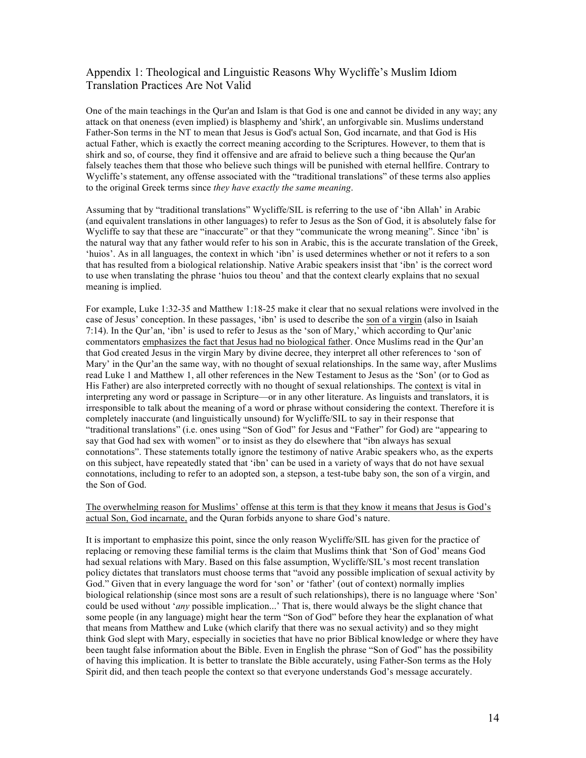## Appendix 1: Theological and Linguistic Reasons Why Wycliffe's Muslim Idiom Translation Practices Are Not Valid

One of the main teachings in the Qur'an and Islam is that God is one and cannot be divided in any way; any attack on that oneness (even implied) is blasphemy and 'shirk', an unforgivable sin. Muslims understand Father-Son terms in the NT to mean that Jesus is God's actual Son, God incarnate, and that God is His actual Father, which is exactly the correct meaning according to the Scriptures. However, to them that is shirk and so, of course, they find it offensive and are afraid to believe such a thing because the Qur'an falsely teaches them that those who believe such things will be punished with eternal hellfire. Contrary to Wycliffe's statement, any offense associated with the "traditional translations" of these terms also applies to the original Greek terms since *they have exactly the same meaning*.

Assuming that by "traditional translations" Wycliffe/SIL is referring to the use of 'ibn Allah' in Arabic (and equivalent translations in other languages) to refer to Jesus as the Son of God, it is absolutely false for Wycliffe to say that these are "inaccurate" or that they "communicate the wrong meaning". Since 'ibn' is the natural way that any father would refer to his son in Arabic, this is the accurate translation of the Greek, 'huios'. As in all languages, the context in which 'ibn' is used determines whether or not it refers to a son that has resulted from a biological relationship. Native Arabic speakers insist that 'ibn' is the correct word to use when translating the phrase 'huios tou theou' and that the context clearly explains that no sexual meaning is implied.

For example, Luke 1:32-35 and Matthew 1:18-25 make it clear that no sexual relations were involved in the case of Jesus' conception. In these passages, 'ibn' is used to describe the <u>son of a virgin</u> (also in Isaiah 7:14). In the Qur'an, 'ibn' is used to refer to Jesus as the 'son of Mary,' which according to Qur'anic commentators <u>emphasizes the fact that Jesus had no biological father</u>. Once Muslims read in the Qur'an that God created Jesus in the virgin Mary by divine decree, they interpret all other references to 'son of Mary' in the Qur'an the same way, with no thought of sexual relationships. In the same way, after Muslims read Luke 1 and Matthew 1, all other references in the New Testament to Jesus as the 'Son' (or to God as His Father) are also interpreted correctly with no thought of sexual relationships. The <u>context</u> is vital in interpreting any word or passage in Scripture—or in any other literature. As linguists and translators, it is irresponsible to talk about the meaning of a word or phrase without considering the context. Therefore it is completely inaccurate (and linguistically unsound) for Wycliffe/SIL to say in their response that "traditional translations" (i.e. ones using "Son of God" for Jesus and "Father" for God) are "appearing to say that God had sex with women" or to insist as they do elsewhere that "ibn always has sexual connotations". These statements totally ignore the testimony of native Arabic speakers who, as the experts on this subject, have repeatedly stated that 'ibn' can be used in a variety of ways that do not have sexual connotations, including to refer to an adopted son, a stepson, a test-tube baby son, the son of a virgin, and the Son of God.

<u>The overwhelming reason for Muslims' offense at this term is that they know it means that Jesus is God's actual Son, God incarnate,</u> and the Quran forbids anyone to share God's nature.

It is important to emphasize this point, since the only reason Wycliffe/SIL has given for the practice of replacing or removing these familial terms is the claim that Muslims think that 'Son of God' means God had sexual relations with Mary. Based on this false assumption, Wycliffe/SIL's most recent translation policy dictates that translators must choose terms that "avoid any possible implication of sexual activity by God." Given that in every language the word for 'son' or 'father' (out of context) normally implies biological relationship (since most sons are a result of such relationships), there is no language where 'Son' could be used without '*any* possible implication...' That is, there would always be the slight chance that some people (in any language) might hear the term "Son of God" before they hear the explanation of what that means from Matthew and Luke (which clarify that there was no sexual activity) and so they might think God slept with Mary, especially in societies that have no prior Biblical knowledge or where they have been taught false information about the Bible. Even in English the phrase "Son of God" has the possibility of having this implication. It is better to translate the Bible accurately, using Father-Son terms as the Holy Spirit did, and then teach people the context so that everyone understands God's message accurately.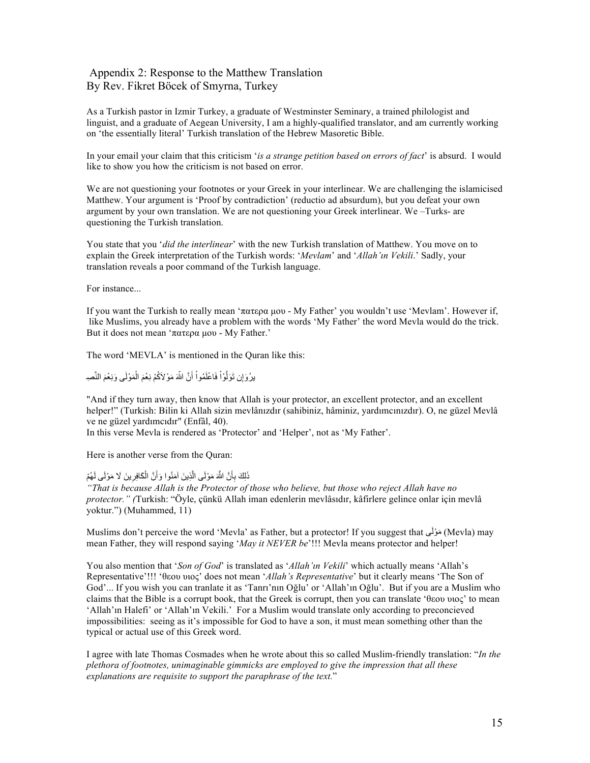## Appendix 2: Response to the Matthew Translation
## By Rev. Fikret Böcek of Smyrna, Turkey

As a Turkish pastor in Izmir Turkey, a graduate of Westminster Seminary, a trained philologist and linguist, and a graduate of Aegean University, I am a highly-qualified translator, and am currently working on 'the essentially literal' Turkish translation of the Hebrew Masoretic Bible.

In your email your claim that this criticism '*is a strange petition based on errors of fact*' is absurd. I would like to show you how the criticism is not based on error.

We are not questioning your footnotes or your Greek in your interlinear. We are challenging the islamicised Matthew. Your argument is 'Proof by contradiction' (reductio ad absurdum), but you defeat your own argument by your own translation. We are not questioning your Greek interlinear. We –Turks- are questioning the Turkish translation.

You state that you '*did the interlinear*' with the new Turkish translation of Matthew. You move on to explain the Greek interpretation of the Turkish words: '*Mevlam*' and '*Allah'ın Vekili*.' Sadly, your translation reveals a poor command of the Turkish language.

For instance...

If you want the Turkish to really mean 'πατερα μου - My Father' you wouldn't use 'Mevlam'. However if, like Muslims, you already have a problem with the words 'My Father' the word Mevla would do the trick. But it does not mean 'πατερα μου - My Father.'

The word 'MEVLA' is mentioned in the Quran like this:

يرُوَإِن تَوَلَّوْاْ فَاعْلَمُواْ أَنَّ اللّهَ مَوْلاَكُمْ نِعْمَ الْمَوْلَى وَنِعْمَ النَّصِ

"And if they turn away, then know that Allah is your protector, an excellent protector, and an excellent helper!" (Turkish: Bilin ki Allah sizin mevlânızdır (sahibiniz, hâminiz, yardımcınızdır). O, ne güzel Mevlâ ve ne güzel yardımcıdır" (Enfâl, 40).
In this verse Mevla is rendered as 'Protector' and 'Helper', not as 'My Father'.

Here is another verse from the Quran:

ذَلِكَ بِأَنَّ اللَّهَ مَوْلَى الَّذِينَ آمَنُوا وَأَنَّ الْكَافِرِينَ لا مَوْلَى لَهُمْ
*"That is because Allah is the Protector of those who believe, but those who reject Allah have no protector." (*Turkish: "Öyle, çünkü Allah iman edenlerin mevlâsıdır, kâfirlere gelince onlar için mevlâ yoktur.") (Muhammed, 11)

Muslims don't perceive the word 'Mevla' as Father, but a protector! If you suggest that مَوْلَى (Mevla) may mean Father, they will respond saying '*May it NEVER be*'!!! Mevla means protector and helper!

You also mention that '*Son of God*' is translated as '*Allah'ın Vekili*' which actually means 'Allah's Representative'!!! 'θεου υιος' does not mean '*Allah's Representative*' but it clearly means 'The Son of God'... If you wish you can tranlate it as 'Tanrı'nın Oğlu' or 'Allah'ın Oğlu'. But if you are a Muslim who claims that the Bible is a corrupt book, that the Greek is corrupt, then you can translate 'θεου υιος' to mean 'Allah'ın Halefi' or 'Allah'ın Vekili.' For a Muslim would translate only according to preconcieved impossibilities: seeing as it's impossible for God to have a son, it must mean something other than the typical or actual use of this Greek word.

I agree with late Thomas Cosmades when he wrote about this so called Muslim-friendly translation: "*In the plethora of footnotes, unimaginable gimmicks are employed to give the impression that all these explanations are requisite to support the paraphrase of the text.*"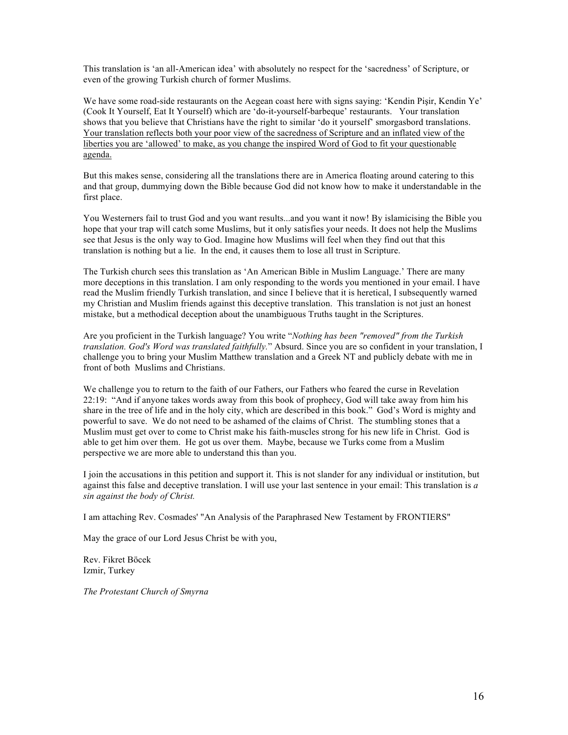This translation is 'an all-American idea' with absolutely no respect for the 'sacredness' of Scripture, or even of the growing Turkish church of former Muslims.

We have some road-side restaurants on the Aegean coast here with signs saying: 'Kendin Pişir, Kendin Ye' (Cook It Yourself, Eat It Yourself) which are 'do-it-yourself-barbeque' restaurants. Your translation shows that you believe that Christians have the right to similar 'do it yourself' smorgasbord translations. <u>Your translation reflects both your poor view of the sacredness of Scripture and an inflated view of the liberties you are 'allowed' to make, as you change the inspired Word of God to fit your questionable agenda.</u>

But this makes sense, considering all the translations there are in America floating around catering to this and that group, dummying down the Bible because God did not know how to make it understandable in the first place.

You Westerners fail to trust God and you want results...and you want it now! By islamicising the Bible you hope that your trap will catch some Muslims, but it only satisfies your needs. It does not help the Muslims see that Jesus is the only way to God. Imagine how Muslims will feel when they find out that this translation is nothing but a lie. In the end, it causes them to lose all trust in Scripture.

The Turkish church sees this translation as 'An American Bible in Muslim Language.' There are many more deceptions in this translation. I am only responding to the words you mentioned in your email. I have read the Muslim friendly Turkish translation, and since I believe that it is heretical, I subsequently warned my Christian and Muslim friends against this deceptive translation. This translation is not just an honest mistake, but a methodical deception about the unambiguous Truths taught in the Scriptures.

Are you proficient in the Turkish language? You write "*Nothing has been "removed" from the Turkish translation. God's Word was translated faithfully.*" Absurd. Since you are so confident in your translation, I challenge you to bring your Muslim Matthew translation and a Greek NT and publicly debate with me in front of both Muslims and Christians.

We challenge you to return to the faith of our Fathers, our Fathers who feared the curse in Revelation 22:19: "And if anyone takes words away from this book of prophecy, God will take away from him his share in the tree of life and in the holy city, which are described in this book." God's Word is mighty and powerful to save. We do not need to be ashamed of the claims of Christ. The stumbling stones that a Muslim must get over to come to Christ make his faith-muscles strong for his new life in Christ. God is able to get him over them. He got us over them. Maybe, because we Turks come from a Muslim perspective we are more able to understand this than you.

I join the accusations in this petition and support it. This is not slander for any individual or institution, but against this false and deceptive translation. I will use your last sentence in your email: This translation is *a sin against the body of Christ.*

I am attaching Rev. Cosmades' "An Analysis of the Paraphrased New Testament by FRONTIERS"

May the grace of our Lord Jesus Christ be with you,

Rev. Fikret Böcek
Izmir, Turkey

*The Protestant Church of Smyrna*